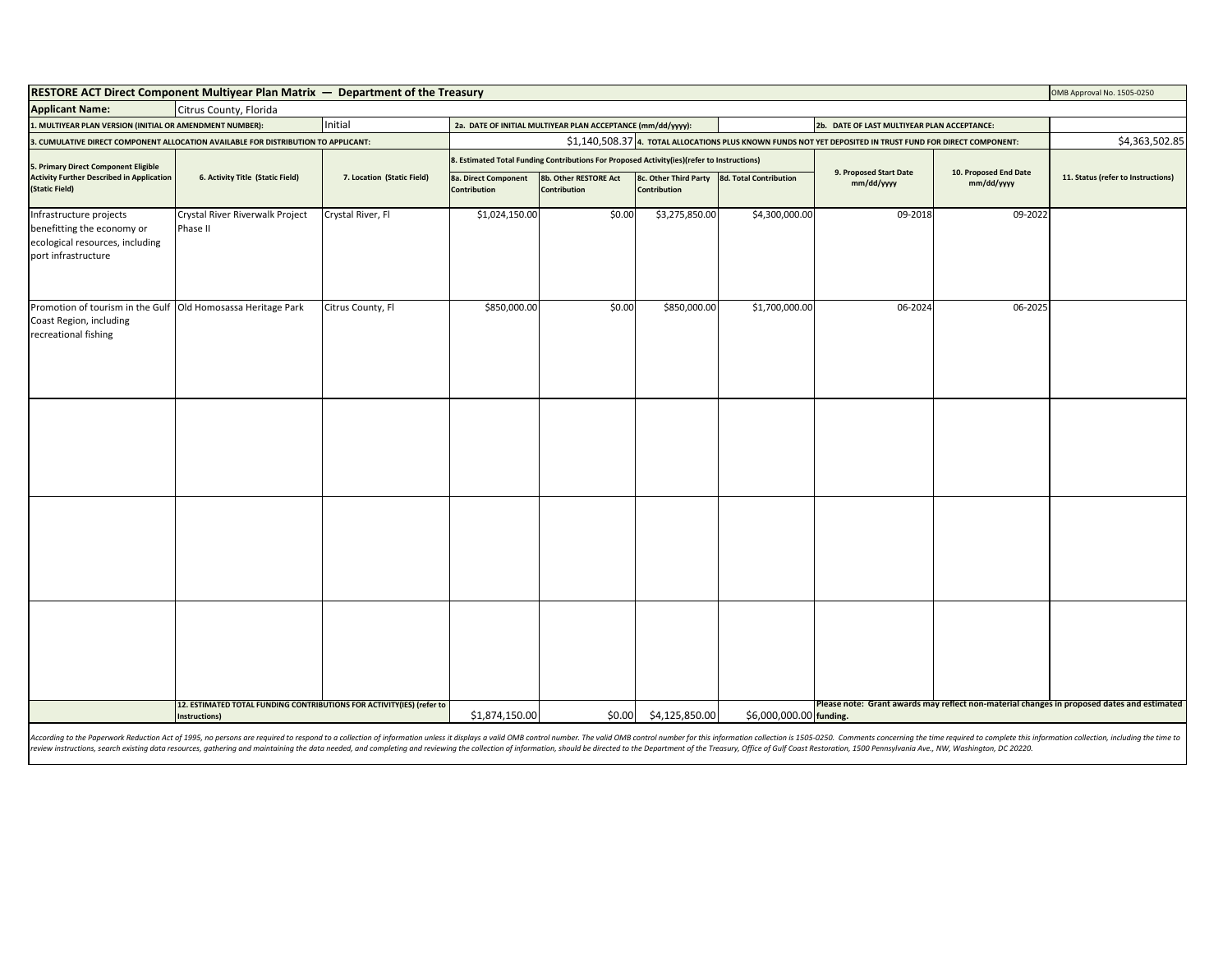| **RESTORE ACT Direct Component Multiyear Plan Matrix — Department of the Treasury** | | | | | | | | | | OMB Approval No. 1505-0250 |
|---|---|---|---|---|---|---|---|---|---|---|
| **Applicant Name:** | Citrus County, Florida | | | | | | | | | |
| **1. MULTIYEAR PLAN VERSION (INITIAL OR AMENDMENT NUMBER):** | | Initial | **2a. DATE OF INITIAL MULTIYEAR PLAN ACCEPTANCE (mm/dd/yyyy):** | | | | **2b. DATE OF LAST MULTIYEAR PLAN ACCEPTANCE:** | | | |
| **3. CUMULATIVE DIRECT COMPONENT ALLOCATION AVAILABLE FOR DISTRIBUTION TO APPLICANT:** | | | $1,140,508.37 | **4. TOTAL ALLOCATIONS PLUS KNOWN FUNDS NOT YET DEPOSITED IN TRUST FUND FOR DIRECT COMPONENT:** | | | | | | $4,363,502.85 |
| **5. Primary Direct Component Eligible Activity Further Described in Application (Static Field)** | **6. Activity Title (Static Field)** | **7. Location (Static Field)** | **8. Estimated Total Funding Contributions For Proposed Activity(ies)(refer to Instructions)** | | | | **9. Proposed Start Date mm/dd/yyyy** | **10. Proposed End Date mm/dd/yyyy** | **11. Status (refer to Instructions)** | |
| | | | **8a. Direct Component Contribution** | **8b. Other RESTORE Act Contribution** | **8c. Other Third Party Contribution** | **8d. Total Contribution** | | | | |
| Infrastructure projects benefitting the economy or ecological resources, including port infrastructure | Crystal River Riverwalk Project Phase II | Crystal River, Fl | $1,024,150.00 | $0.00 | $3,275,850.00 | $4,300,000.00 | 09-2018 | 09-2022 | | |
| Promotion of tourism in the Gulf Coast Region, including recreational fishing | Old Homosassa Heritage Park | Citrus County, Fl | $850,000.00 | $0.00 | $850,000.00 | $1,700,000.00 | 06-2024 | 06-2025 | | |
| | | | | | | | | | | |
| | | | | | | | | | | |
| | | | | | | | | | | |
| | **12. ESTIMATED TOTAL FUNDING CONTRIBUTIONS FOR ACTIVITY(IES) (refer to Instructions)** | | $1,874,150.00 | $0.00 | $4,125,850.00 | $6,000,000.00 | **Please note: Grant awards may reflect non-material changes in proposed dates and estimated funding.** | | | |

*According to the Paperwork Reduction Act of 1995, no persons are required to respond to a collection of information unless it displays a valid OMB control number. The valid OMB control number for this information collection is 1505-0250. Comments concerning the time required to complete this information collection, including the time to review instructions, search existing data resources, gathering and maintaining the data needed, and completing and reviewing the collection of information, should be directed to the Department of the Treasury, Office of Gulf Coast Restoration, 1500 Pennsylvania Ave., NW, Washington, DC 20220.*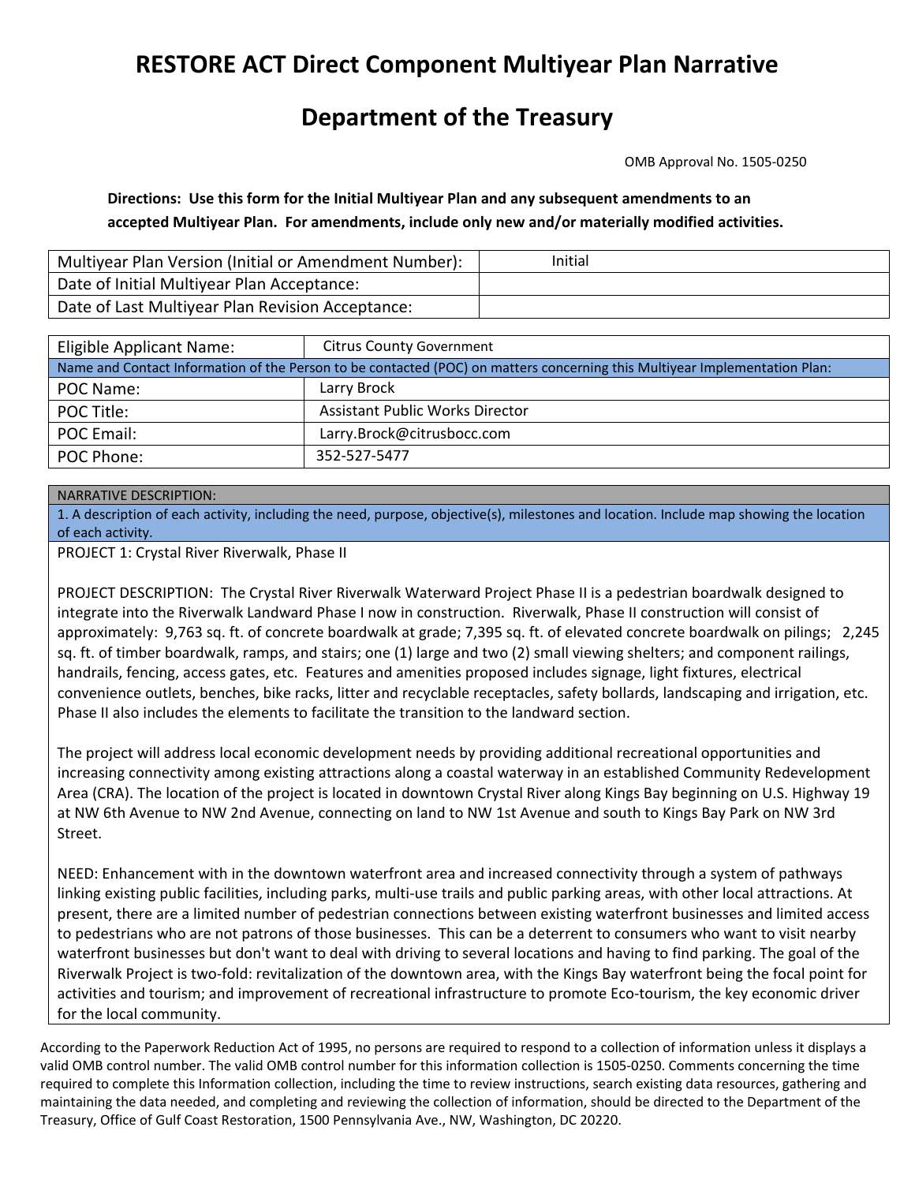# RESTORE ACT Direct Component Multiyear Plan Narrative

# Department of the Treasury

OMB Approval No. 1505-0250

**Directions: Use this form for the Initial Multiyear Plan and any subsequent amendments to an accepted Multiyear Plan. For amendments, include only new and/or materially modified activities.**

| Multiyear Plan Version (Initial or Amendment Number): | Initial |
|---|---|
| Date of Initial Multiyear Plan Acceptance: | |
| Date of Last Multiyear Plan Revision Acceptance: | |

| Eligible Applicant Name: | Citrus County Government |
|---|---|
| Name and Contact Information of the Person to be contacted (POC) on matters concerning this Multiyear Implementation Plan: | |
| POC Name: | Larry Brock |
| POC Title: | Assistant Public Works Director |
| POC Email: | Larry.Brock@citrusbocc.com |
| POC Phone: | 352-527-5477 |

NARRATIVE DESCRIPTION:

1. A description of each activity, including the need, purpose, objective(s), milestones and location. Include map showing the location of each activity.

PROJECT 1: Crystal River Riverwalk, Phase II

PROJECT DESCRIPTION: The Crystal River Riverwalk Waterward Project Phase II is a pedestrian boardwalk designed to integrate into the Riverwalk Landward Phase I now in construction. Riverwalk, Phase II construction will consist of approximately: 9,763 sq. ft. of concrete boardwalk at grade; 7,395 sq. ft. of elevated concrete boardwalk on pilings; 2,245 sq. ft. of timber boardwalk, ramps, and stairs; one (1) large and two (2) small viewing shelters; and component railings, handrails, fencing, access gates, etc. Features and amenities proposed includes signage, light fixtures, electrical convenience outlets, benches, bike racks, litter and recyclable receptacles, safety bollards, landscaping and irrigation, etc. Phase II also includes the elements to facilitate the transition to the landward section.

The project will address local economic development needs by providing additional recreational opportunities and increasing connectivity among existing attractions along a coastal waterway in an established Community Redevelopment Area (CRA). The location of the project is located in downtown Crystal River along Kings Bay beginning on U.S. Highway 19 at NW 6th Avenue to NW 2nd Avenue, connecting on land to NW 1st Avenue and south to Kings Bay Park on NW 3rd Street.

NEED: Enhancement with in the downtown waterfront area and increased connectivity through a system of pathways linking existing public facilities, including parks, multi-use trails and public parking areas, with other local attractions. At present, there are a limited number of pedestrian connections between existing waterfront businesses and limited access to pedestrians who are not patrons of those businesses. This can be a deterrent to consumers who want to visit nearby waterfront businesses but don't want to deal with driving to several locations and having to find parking. The goal of the Riverwalk Project is two-fold: revitalization of the downtown area, with the Kings Bay waterfront being the focal point for activities and tourism; and improvement of recreational infrastructure to promote Eco-tourism, the key economic driver for the local community.

According to the Paperwork Reduction Act of 1995, no persons are required to respond to a collection of information unless it displays a valid OMB control number. The valid OMB control number for this information collection is 1505-0250. Comments concerning the time required to complete this Information collection, including the time to review instructions, search existing data resources, gathering and maintaining the data needed, and completing and reviewing the collection of information, should be directed to the Department of the Treasury, Office of Gulf Coast Restoration, 1500 Pennsylvania Ave., NW, Washington, DC 20220.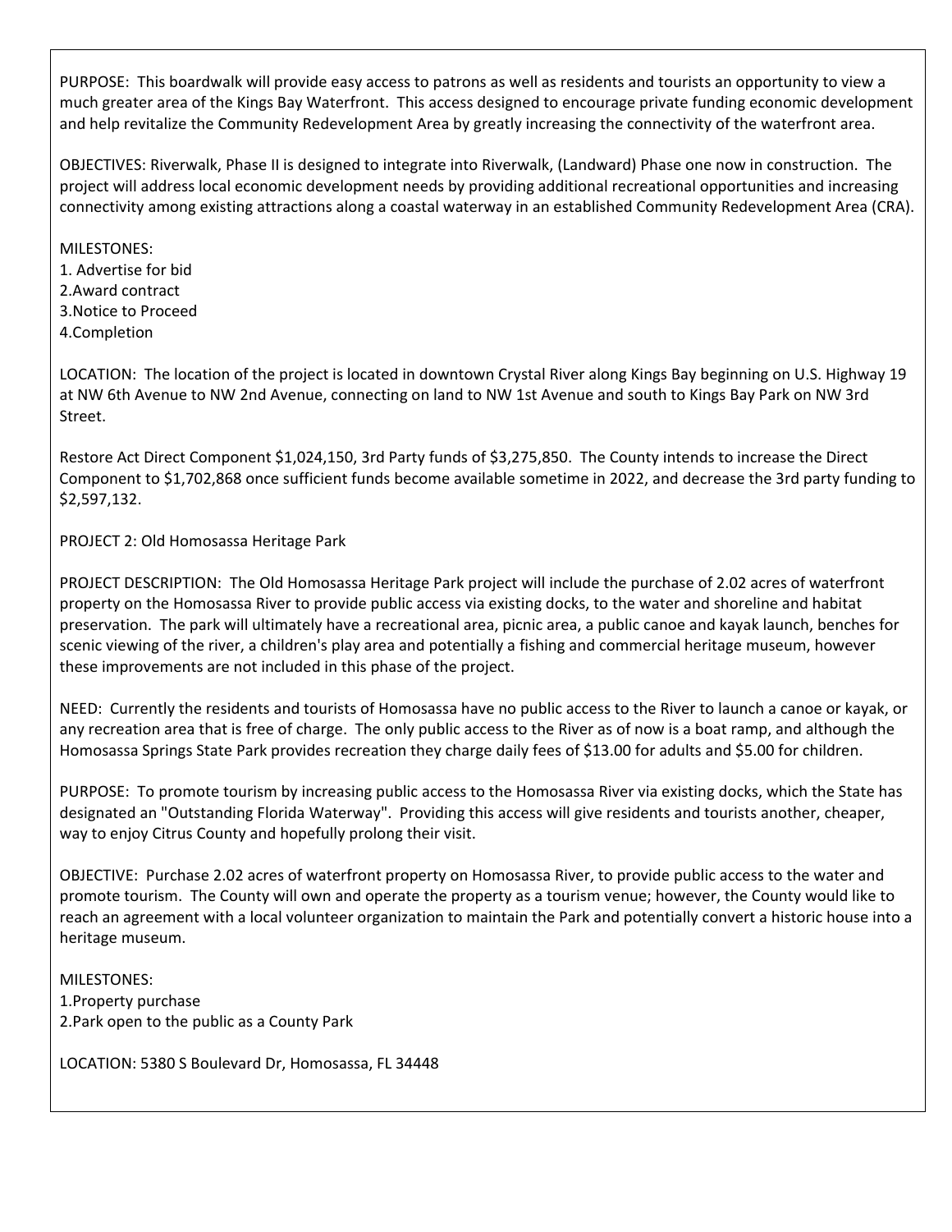PURPOSE: This boardwalk will provide easy access to patrons as well as residents and tourists an opportunity to view a much greater area of the Kings Bay Waterfront. This access designed to encourage private funding economic development and help revitalize the Community Redevelopment Area by greatly increasing the connectivity of the waterfront area.

OBJECTIVES: Riverwalk, Phase II is designed to integrate into Riverwalk, (Landward) Phase one now in construction. The project will address local economic development needs by providing additional recreational opportunities and increasing connectivity among existing attractions along a coastal waterway in an established Community Redevelopment Area (CRA).

MILESTONES:

1. Advertise for bid
2. Award contract
3. Notice to Proceed
4. Completion

LOCATION: The location of the project is located in downtown Crystal River along Kings Bay beginning on U.S. Highway 19 at NW 6th Avenue to NW 2nd Avenue, connecting on land to NW 1st Avenue and south to Kings Bay Park on NW 3rd Street.

Restore Act Direct Component $1,024,150, 3rd Party funds of $3,275,850. The County intends to increase the Direct Component to $1,702,868 once sufficient funds become available sometime in 2022, and decrease the 3rd party funding to $2,597,132.

PROJECT 2: Old Homosassa Heritage Park

PROJECT DESCRIPTION: The Old Homosassa Heritage Park project will include the purchase of 2.02 acres of waterfront property on the Homosassa River to provide public access via existing docks, to the water and shoreline and habitat preservation. The park will ultimately have a recreational area, picnic area, a public canoe and kayak launch, benches for scenic viewing of the river, a children's play area and potentially a fishing and commercial heritage museum, however these improvements are not included in this phase of the project.

NEED: Currently the residents and tourists of Homosassa have no public access to the River to launch a canoe or kayak, or any recreation area that is free of charge. The only public access to the River as of now is a boat ramp, and although the Homosassa Springs State Park provides recreation they charge daily fees of $13.00 for adults and $5.00 for children.

PURPOSE: To promote tourism by increasing public access to the Homosassa River via existing docks, which the State has designated an "Outstanding Florida Waterway". Providing this access will give residents and tourists another, cheaper, way to enjoy Citrus County and hopefully prolong their visit.

OBJECTIVE: Purchase 2.02 acres of waterfront property on Homosassa River, to provide public access to the water and promote tourism. The County will own and operate the property as a tourism venue; however, the County would like to reach an agreement with a local volunteer organization to maintain the Park and potentially convert a historic house into a heritage museum.

MILESTONES:

1. Property purchase
2. Park open to the public as a County Park

LOCATION: 5380 S Boulevard Dr, Homosassa, FL 34448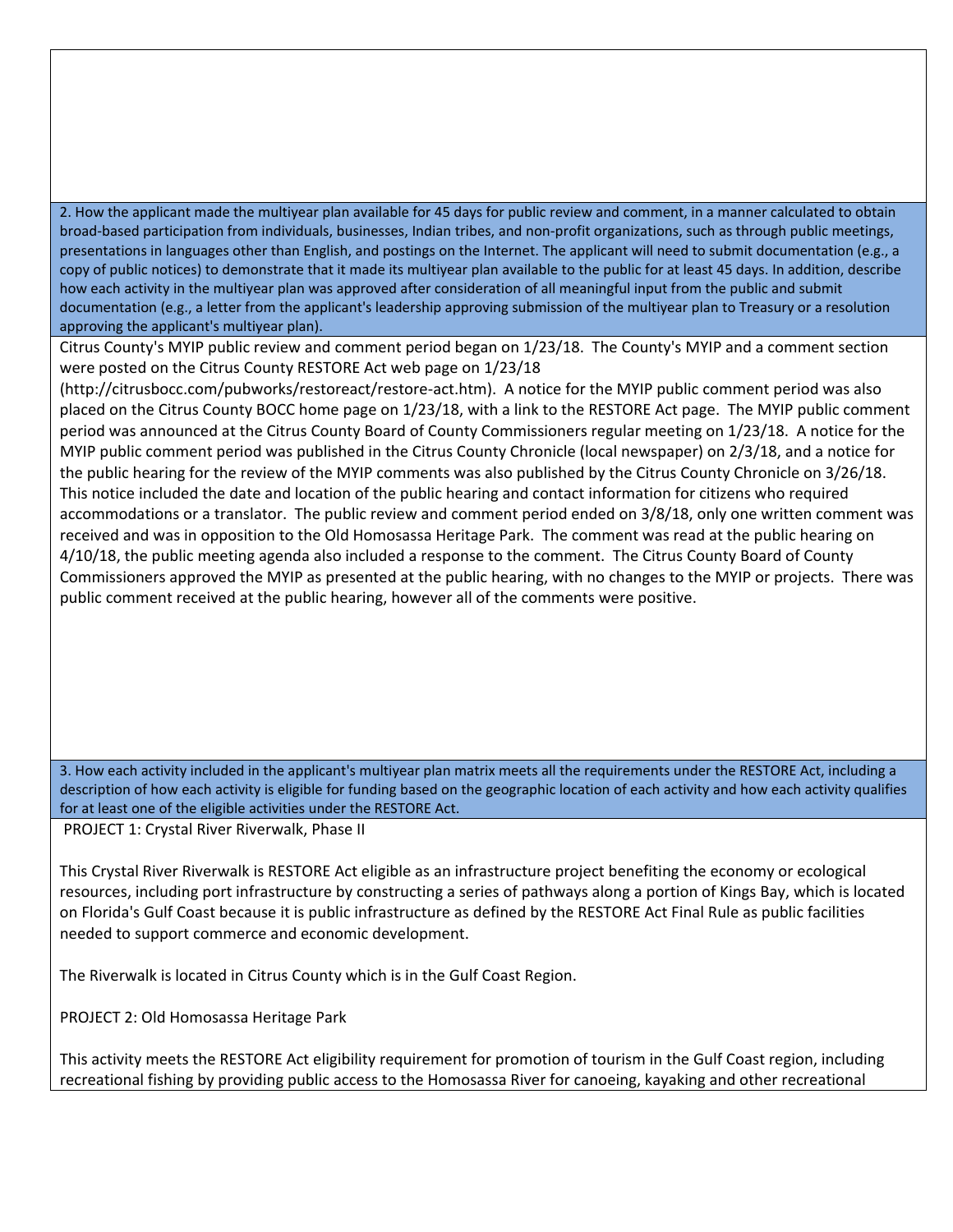**2. How the applicant made the multiyear plan available for 45 days for public review and comment, in a manner calculated to obtain broad-based participation from individuals, businesses, Indian tribes, and non-profit organizations, such as through public meetings, presentations in languages other than English, and postings on the Internet. The applicant will need to submit documentation (e.g., a copy of public notices) to demonstrate that it made its multiyear plan available to the public for at least 45 days. In addition, describe how each activity in the multiyear plan was approved after consideration of all meaningful input from the public and submit documentation (e.g., a letter from the applicant's leadership approving submission of the multiyear plan to Treasury or a resolution approving the applicant's multiyear plan).**

Citrus County's MYIP public review and comment period began on 1/23/18. The County's MYIP and a comment section were posted on the Citrus County RESTORE Act web page on 1/23/18 (http://citrusbocc.com/pubworks/restoreact/restore-act.htm). A notice for the MYIP public comment period was also placed on the Citrus County BOCC home page on 1/23/18, with a link to the RESTORE Act page. The MYIP public comment period was announced at the Citrus County Board of County Commissioners regular meeting on 1/23/18. A notice for the MYIP public comment period was published in the Citrus County Chronicle (local newspaper) on 2/3/18, and a notice for the public hearing for the review of the MYIP comments was also published by the Citrus County Chronicle on 3/26/18. This notice included the date and location of the public hearing and contact information for citizens who required accommodations or a translator. The public review and comment period ended on 3/8/18, only one written comment was received and was in opposition to the Old Homosassa Heritage Park. The comment was read at the public hearing on 4/10/18, the public meeting agenda also included a response to the comment. The Citrus County Board of County Commissioners approved the MYIP as presented at the public hearing, with no changes to the MYIP or projects. There was public comment received at the public hearing, however all of the comments were positive.

**3. How each activity included in the applicant's multiyear plan matrix meets all the requirements under the RESTORE Act, including a description of how each activity is eligible for funding based on the geographic location of each activity and how each activity qualifies for at least one of the eligible activities under the RESTORE Act.**

PROJECT 1: Crystal River Riverwalk, Phase II

This Crystal River Riverwalk is RESTORE Act eligible as an infrastructure project benefiting the economy or ecological resources, including port infrastructure by constructing a series of pathways along a portion of Kings Bay, which is located on Florida's Gulf Coast because it is public infrastructure as defined by the RESTORE Act Final Rule as public facilities needed to support commerce and economic development.

The Riverwalk is located in Citrus County which is in the Gulf Coast Region.

PROJECT 2: Old Homosassa Heritage Park

This activity meets the RESTORE Act eligibility requirement for promotion of tourism in the Gulf Coast region, including recreational fishing by providing public access to the Homosassa River for canoeing, kayaking and other recreational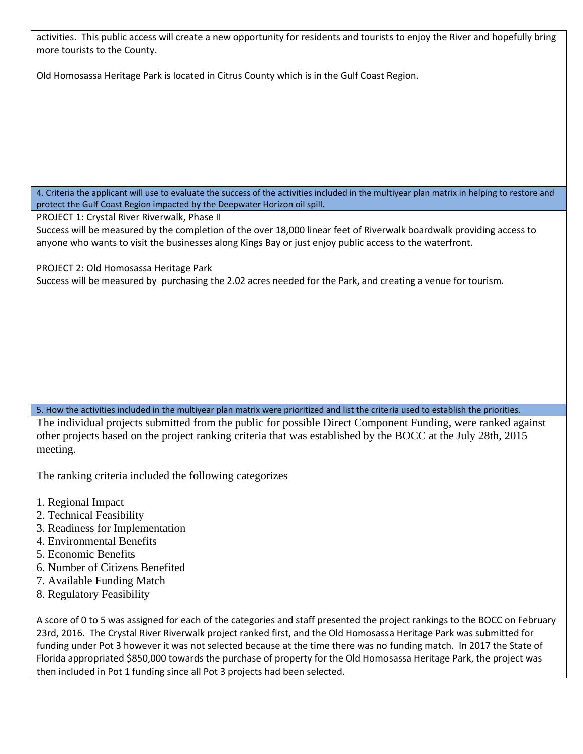activities. This public access will create a new opportunity for residents and tourists to enjoy the River and hopefully bring more tourists to the County.

Old Homosassa Heritage Park is located in Citrus County which is in the Gulf Coast Region.

**4. Criteria the applicant will use to evaluate the success of the activities included in the multiyear plan matrix in helping to restore and protect the Gulf Coast Region impacted by the Deepwater Horizon oil spill.**

PROJECT 1: Crystal River Riverwalk, Phase II
Success will be measured by the completion of the over 18,000 linear feet of Riverwalk boardwalk providing access to anyone who wants to visit the businesses along Kings Bay or just enjoy public access to the waterfront.

PROJECT 2: Old Homosassa Heritage Park
Success will be measured by purchasing the 2.02 acres needed for the Park, and creating a venue for tourism.

**5. How the activities included in the multiyear plan matrix were prioritized and list the criteria used to establish the priorities.**

The individual projects submitted from the public for possible Direct Component Funding, were ranked against other projects based on the project ranking criteria that was established by the BOCC at the July 28th, 2015 meeting.

The ranking criteria included the following categorizes

1. Regional Impact
2. Technical Feasibility
3. Readiness for Implementation
4. Environmental Benefits
5. Economic Benefits
6. Number of Citizens Benefited
7. Available Funding Match
8. Regulatory Feasibility

A score of 0 to 5 was assigned for each of the categories and staff presented the project rankings to the BOCC on February 23rd, 2016. The Crystal River Riverwalk project ranked first, and the Old Homosassa Heritage Park was submitted for funding under Pot 3 however it was not selected because at the time there was no funding match. In 2017 the State of Florida appropriated $850,000 towards the purchase of property for the Old Homosassa Heritage Park, the project was then included in Pot 1 funding since all Pot 3 projects had been selected.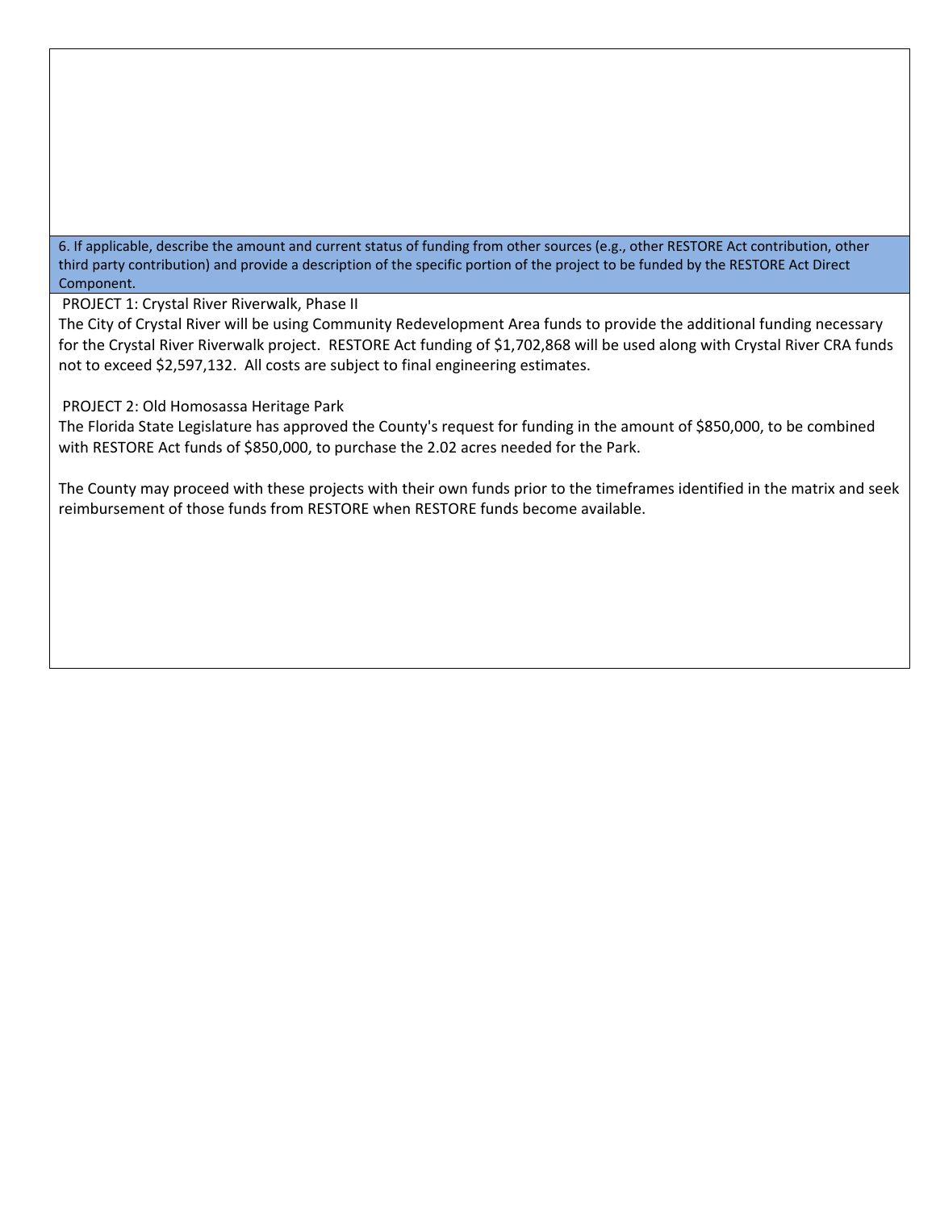**6. If applicable, describe the amount and current status of funding from other sources (e.g., other RESTORE Act contribution, other third party contribution) and provide a description of the specific portion of the project to be funded by the RESTORE Act Direct Component.**

PROJECT 1: Crystal River Riverwalk, Phase II

The City of Crystal River will be using Community Redevelopment Area funds to provide the additional funding necessary for the Crystal River Riverwalk project. RESTORE Act funding of $1,702,868 will be used along with Crystal River CRA funds not to exceed $2,597,132. All costs are subject to final engineering estimates.

PROJECT 2: Old Homosassa Heritage Park

The Florida State Legislature has approved the County's request for funding in the amount of $850,000, to be combined with RESTORE Act funds of $850,000, to purchase the 2.02 acres needed for the Park.

The County may proceed with these projects with their own funds prior to the timeframes identified in the matrix and seek reimbursement of those funds from RESTORE when RESTORE funds become available.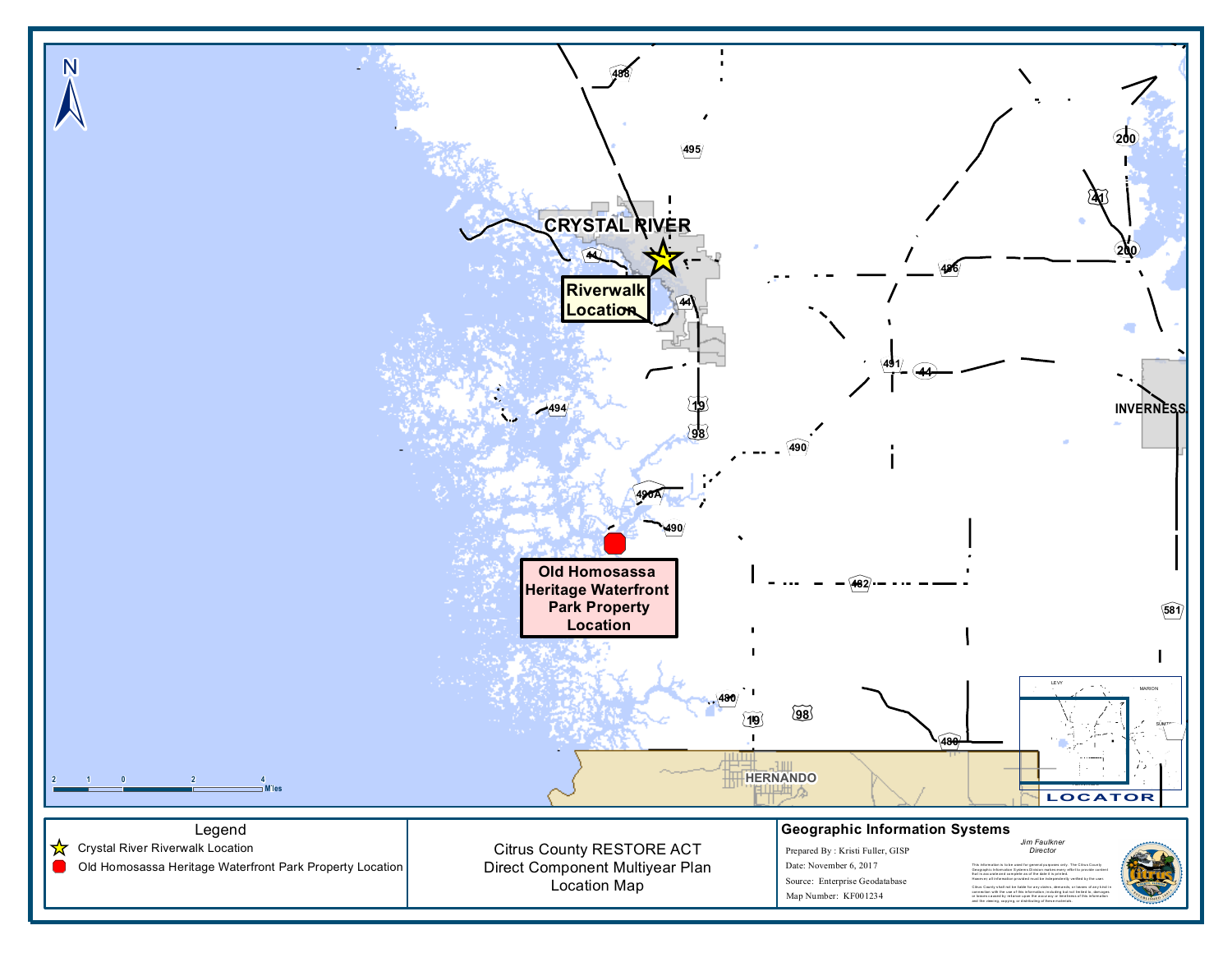N

CRYSTAL RIVER

Riverwalk Location

Old Homosassa Heritage Waterfront Park Property Location

INVERNESS

HERNANDO

488 495 200 41 200 486 44 44 491 44 494 19 98 490 490A 490 482 581 480 19 98 480

2 1 0 2 4 Miles

LEVY MARION SUMTER

LOCATOR

Legend

Crystal River Riverwalk Location

Old Homosassa Heritage Waterfront Park Property Location

Citrus County RESTORE ACT
Direct Component Multiyear Plan
Location Map

**Geographic Information Systems**

Prepared By : Kristi Fuller, GISP

Date: November 6, 2017

Source: Enterprise Geodatabase

Map Number: KF001234

Jim Faulkner
Director

This information is to be used for general purposes only. The Citrus County Geographic Information Systems Division makes every effort to produce content that is accurate and complete as of the date it is printed; therefore all information provided must be independently verified by the user.

Citrus County shall not be liable for any claims, demands, or losses of any kind in connection with the use of this information including but not limited to, damages or losses caused by reliance upon the accuracy or timeliness of this information and the viewing, copying, or distributing of these materials.